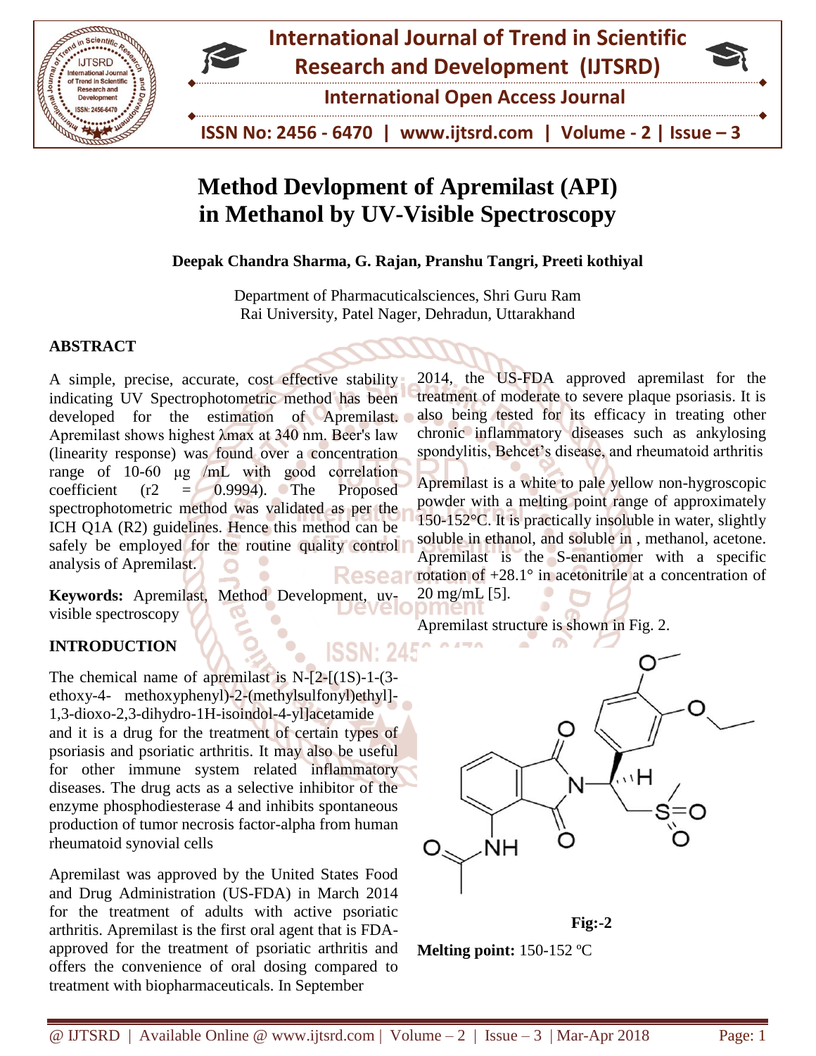# Method Devlopment of Apremilast (API) in Methanol by UV-Visible Spectroscopy

**Deepak Chandra Sharma, G. Rajan, Pranshu Tangri, Preeti kothiyal**

Department of Pharmaceuticalsciences, Shri Guru Ram Rai University, Patel Nager, Dehradun, Uttarakhand

## ABSTRACT

A simple, precise, accurate, cost effective stability indicating UV Spectrophotometric method has been developed for the estimation of Apremilast. Apremilast shows highest λmax at 340 nm. Beer's law (linearity response) was found over a concentration range of 10-60 µg /mL with good correlation coefficient (r2 = 0.9994). The Proposed spectrophotometric method was validated as per the ICH Q1A (R2) guidelines. Hence this method can be safely be employed for the routine quality control analysis of Apremilast.

**Keywords:** Apremilast, Method Development, uv-visible spectroscopy

## INTRODUCTION

The chemical name of apremilast is N-[2-[(1S)-1-(3-ethoxy-4- methoxyphenyl)-2-(methylsulfonyl)ethyl]-1,3-dioxo-2,3-dihydro-1H-isoindol-4-yl]acetamide and it is a drug for the treatment of certain types of psoriasis and psoriatic arthritis. It may also be useful for other immune system related inflammatory diseases. The drug acts as a selective inhibitor of the enzyme phosphodiesterase 4 and inhibits spontaneous production of tumor necrosis factor-alpha from human rheumatoid synovial cells

Apremilast was approved by the United States Food and Drug Administration (US-FDA) in March 2014 for the treatment of adults with active psoriatic arthritis. Apremilast is the first oral agent that is FDA-approved for the treatment of psoriatic arthritis and offers the convenience of oral dosing compared to treatment with biopharmaceuticals. In September 2014, the US-FDA approved apremilast for the treatment of moderate to severe plaque psoriasis. It is also being tested for its efficacy in treating other chronic inflammatory diseases such as ankylosing spondylitis, Behcet's disease, and rheumatoid arthritis

Apremilast is a white to pale yellow non-hygroscopic powder with a melting point range of approximately 150-152°C. It is practically insoluble in water, slightly soluble in ethanol, and soluble in , methanol, acetone. Apremilast is the S-enantiomer with a specific rotation of +28.1° in acetonitrile at a concentration of 20 mg/mL [5].

Apremilast structure is shown in Fig. 2.

**Fig:-2**

**Melting point:** 150-152 ºC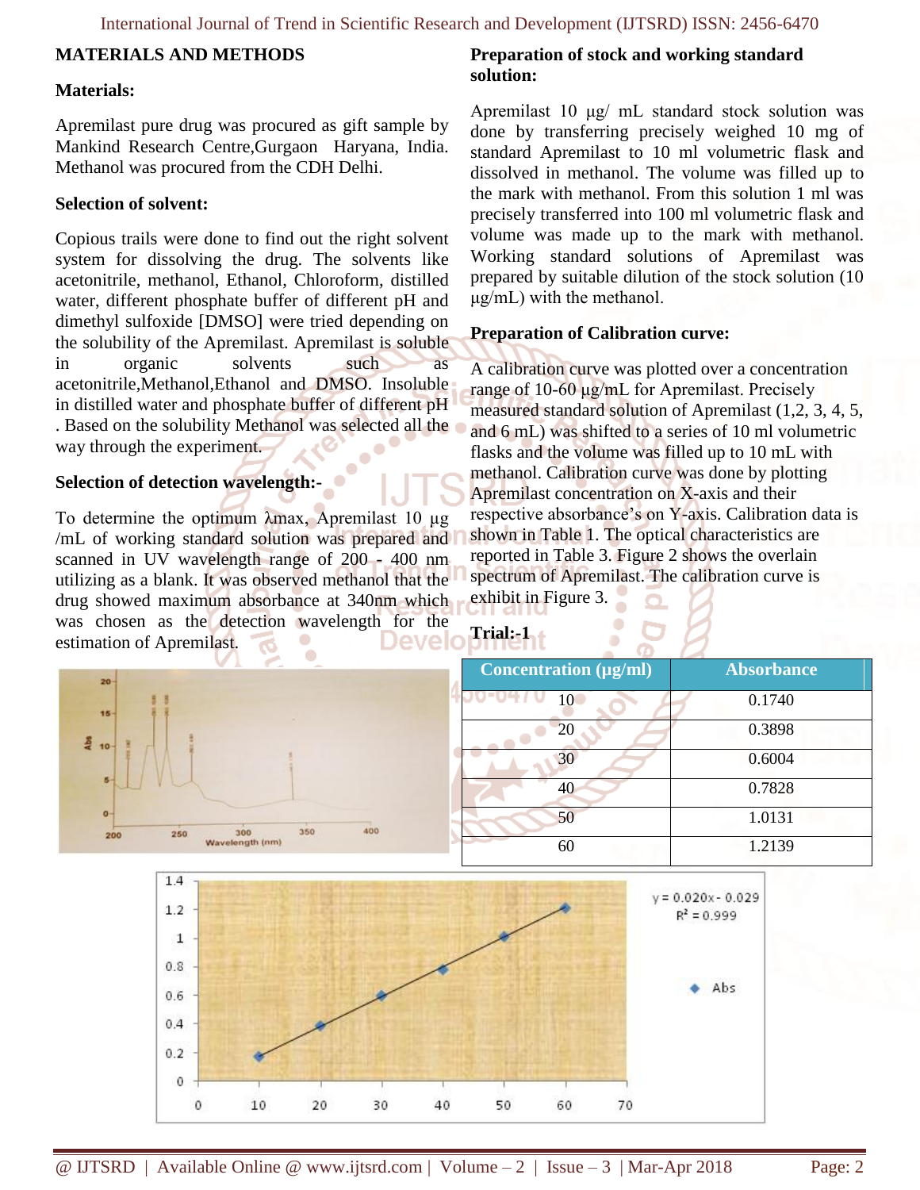## MATERIALS AND METHODS

### Materials:

Apremilast pure drug was procured as gift sample by Mankind Research Centre,Gurgaon Haryana, India. Methanol was procured from the CDH Delhi.

### Selection of solvent:

Copious trails were done to find out the right solvent system for dissolving the drug. The solvents like acetonitrile, methanol, Ethanol, Chloroform, distilled water, different phosphate buffer of different pH and dimethyl sulfoxide [DMSO] were tried depending on the solubility of the Apremilast. Apremilast is soluble in organic solvents such as acetonitrile,Methanol,Ethanol and DMSO. Insoluble in distilled water and phosphate buffer of different pH . Based on the solubility Methanol was selected all the way through the experiment.

### Selection of detection wavelength:-

To determine the optimum λmax, Apremilast 10 µg /mL of working standard solution was prepared and scanned in UV wavelength range of 200 - 400 nm utilizing as a blank. It was observed methanol that the drug showed maximum absorbance at 340nm which was chosen as the detection wavelength for the estimation of Apremilast.

### Preparation of stock and working standard solution:

Apremilast 10 µg/ mL standard stock solution was done by transferring precisely weighed 10 mg of standard Apremilast to 10 ml volumetric flask and dissolved in methanol. The volume was filled up to the mark with methanol. From this solution 1 ml was precisely transferred into 100 ml volumetric flask and volume was made up to the mark with methanol. Working standard solutions of Apremilast was prepared by suitable dilution of the stock solution (10 µg/mL) with the methanol.

### Preparation of Calibration curve:

A calibration curve was plotted over a concentration range of 10-60 µg/mL for Apremilast. Precisely measured standard solution of Apremilast (1,2, 3, 4, 5, and 6 mL) was shifted to a series of 10 ml volumetric flasks and the volume was filled up to 10 mL with methanol. Calibration curve was done by plotting Apremilast concentration on X-axis and their respective absorbance's on Y-axis. Calibration data is shown in Table 1. The optical characteristics are reported in Table 3. Figure 2 shows the overlain spectrum of Apremilast. The calibration curve is exhibit in Figure 3.

### Trial:-1

| Concentration (µg/ml) | Absorbance |
|---|---|
| 10 | 0.1740 |
| 20 | 0.3898 |
| 30 | 0.6004 |
| 40 | 0.7828 |
| 50 | 1.0131 |
| 60 | 1.2139 |

$y = 0.020x - 0.029$
$R^2 = 0.999$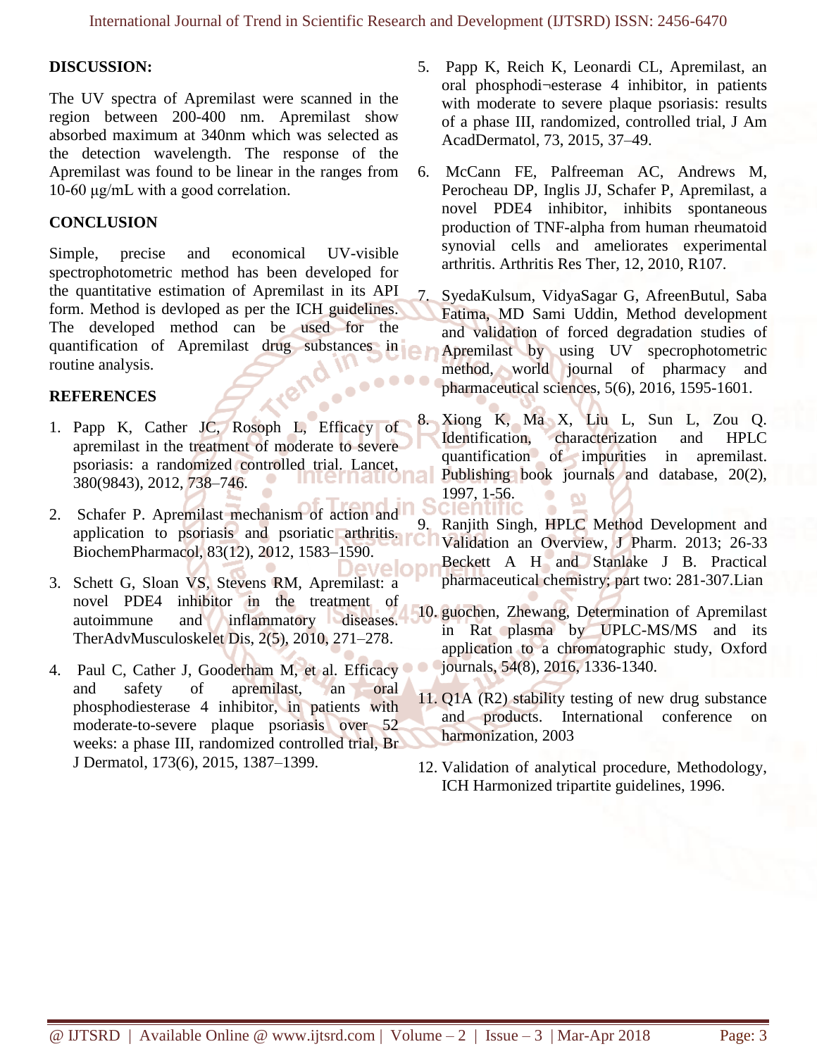## DISCUSSION:

The UV spectra of Apremilast were scanned in the region between 200-400 nm. Apremilast show absorbed maximum at 340nm which was selected as the detection wavelength. The response of the Apremilast was found to be linear in the ranges from 10-60 μg/mL with a good correlation.

## CONCLUSION

Simple, precise and economical UV-visible spectrophotometric method has been developed for the quantitative estimation of Apremilast in its API form. Method is devloped as per the ICH guidelines. The developed method can be used for the quantification of Apremilast drug substances in routine analysis.

## REFERENCES

1. Papp K, Cather JC, Rosoph L, Efficacy of apremilast in the treatment of moderate to severe psoriasis: a randomized controlled trial. Lancet, 380(9843), 2012, 738–746.
2. Schafer P. Apremilast mechanism of action and application to psoriasis and psoriatic arthritis. BiochemPharmacol, 83(12), 2012, 1583–1590.
3. Schett G, Sloan VS, Stevens RM, Apremilast: a novel PDE4 inhibitor in the treatment of autoimmune and inflammatory diseases. TherAdvMusculoskelet Dis, 2(5), 2010, 271–278.
4. Paul C, Cather J, Gooderham M, et al. Efficacy and safety of apremilast, an oral phosphodiesterase 4 inhibitor, in patients with moderate-to-severe plaque psoriasis over 52 weeks: a phase III, randomized controlled trial, Br J Dermatol, 173(6), 2015, 1387–1399.
5. Papp K, Reich K, Leonardi CL, Apremilast, an oral phosphodi¬esterase 4 inhibitor, in patients with moderate to severe plaque psoriasis: results of a phase III, randomized, controlled trial, J Am AcadDermatol, 73, 2015, 37–49.
6. McCann FE, Palfreeman AC, Andrews M, Perocheau DP, Inglis JJ, Schafer P, Apremilast, a novel PDE4 inhibitor, inhibits spontaneous production of TNF-alpha from human rheumatoid synovial cells and ameliorates experimental arthritis. Arthritis Res Ther, 12, 2010, R107.
7. SyedaKulsum, VidyaSagar G, AfreenButul, Saba Fatima, MD Sami Uddin, Method development and validation of forced degradation studies of Apremilast by using UV specrophotometric method, world journal of pharmacy and pharmaceutical sciences, 5(6), 2016, 1595-1601.
8. Xiong K, Ma X, Liu L, Sun L, Zou Q. Identification, characterization and HPLC quantification of impurities in apremilast. Publishing book journals and database, 20(2), 1997, 1-56.
9. Ranjith Singh, HPLC Method Development and Validation an Overview, J Pharm. 2013; 26-33 Beckett A H and Stanlake J B. Practical pharmaceutical chemistry; part two: 281-307.Lian
10. guochen, Zhewang, Determination of Apremilast in Rat plasma by UPLC-MS/MS and its application to a chromatographic study, Oxford journals, 54(8), 2016, 1336-1340.
11. Q1A (R2) stability testing of new drug substance and products. International conference on harmonization, 2003
12. Validation of analytical procedure, Methodology, ICH Harmonized tripartite guidelines, 1996.